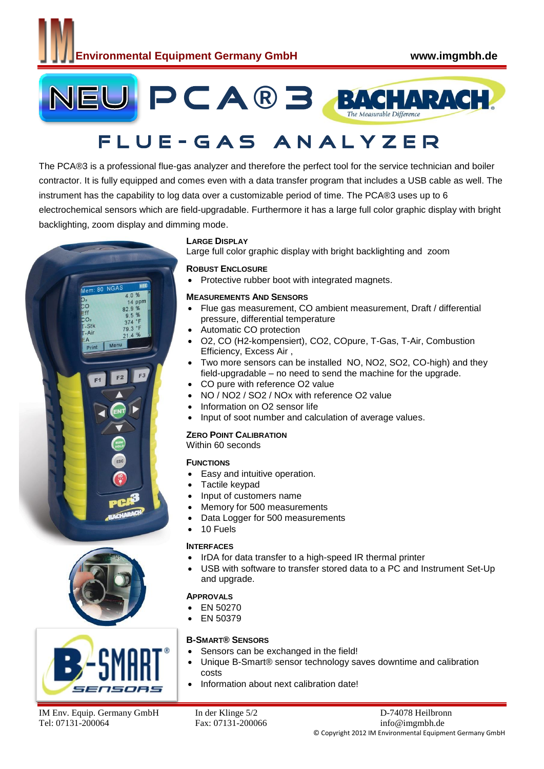# NEU PCA®3 BACHARACH

## FLUE-GAS ANALYZER

The PCA®3 is a professional flue-gas analyzer and therefore the perfect tool for the service technician and boiler contractor. It is fully equipped and comes even with a data transfer program that includes a USB cable as well. The instrument has the capability to log data over a customizable period of time. The PCA®3 uses up to 6 electrochemical sensors which are field-upgradable. Furthermore it has a large full color graphic display with bright backlighting, zoom display and dimming mode.

### Large Display

Large full color graphic display with bright backlighting and zoom

### Robust Enclosure

- Protective rubber boot with integrated magnets.

### Measurements And Sensors

- Flue gas measurement, CO ambient measurement, Draft / differential pressure, differential temperature
- Automatic CO protection
- O2, CO (H2-kompensiert), CO2, COpure, T-Gas, T-Air, Combustion Efficiency, Excess Air ,
- Two more sensors can be installed NO, NO2, SO2, CO-high) and they field-upgradable – no need to send the machine for the upgrade.
- CO pure with reference O2 value
- NO / NO2 / SO2 / NOx with reference O2 value
- Information on O2 sensor life
- Input of soot number and calculation of average values.

### Zero Point Calibration

Within 60 seconds

### Functions

- Easy and intuitive operation.
- Tactile keypad
- Input of customers name
- Memory for 500 measurements
- Data Logger for 500 measurements
- 10 Fuels

### Interfaces

- IrDA for data transfer to a high-speed IR thermal printer
- USB with software to transfer stored data to a PC and Instrument Set-Up and upgrade.

### Approvals

- EN 50270
- EN 50379

### B-Smart® Sensors

- Sensors can be exchanged in the field!
- Unique B-Smart® sensor technology saves downtime and calibration costs
- Information about next calibration date!

IM Env. Equip. Germany GmbH
Tel: 07131-200064

In der Klinge 5/2
Fax: 07131-200066

D-74078 Heilbronn
info@imgmbh.de

© Copyright 2012 IM Environmental Equipment Germany GmbH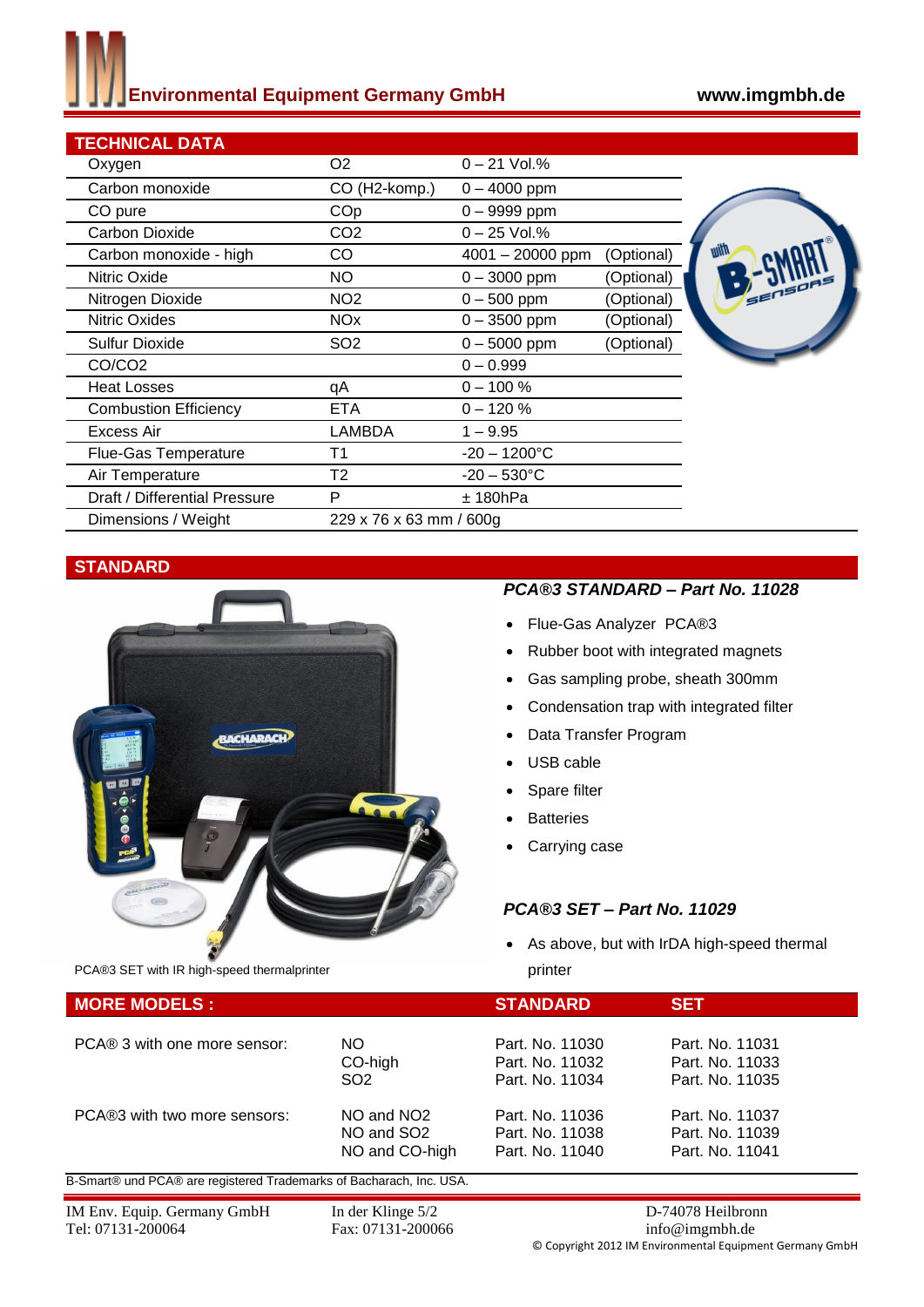## TECHNICAL DATA

| | | | |
|---|---|---|---|
| Oxygen | $O_2$ | 0 – 21 Vol.% | |
| Carbon monoxide | CO ($H_2$-komp.) | 0 – 4000 ppm | |
| CO pure | COp | 0 – 9999 ppm | |
| Carbon Dioxide | $CO_2$ | 0 – 25 Vol.% | |
| Carbon monoxide - high | CO | 4001 – 20000 ppm | (Optional) |
| Nitric Oxide | NO | 0 – 3000 ppm | (Optional) |
| Nitrogen Dioxide | $NO_2$ | 0 – 500 ppm | (Optional) |
| Nitric Oxides | $NO_x$ | 0 – 3500 ppm | (Optional) |
| Sulfur Dioxide | $SO_2$ | 0 – 5000 ppm | (Optional) |
| CO/$CO_2$ | | 0 – 0.999 | |
| Heat Losses | qA | 0 – 100 % | |
| Combustion Efficiency | ETA | 0 – 120 % | |
| Excess Air | LAMBDA | 1 – 9.95 | |
| Flue-Gas Temperature | T1 | -20 – 1200°C | |
| Air Temperature | T2 | -20 – 530°C | |
| Draft / Differential Pressure | P | ± 180hPa | |
| Dimensions / Weight | 229 x 76 x 63 mm / 600g | | |

## STANDARD

PCA®3 SET with IR high-speed thermalprinter

### *PCA®3 STANDARD – Part No. 11028*

- Flue-Gas Analyzer PCA®3
- Rubber boot with integrated magnets
- Gas sampling probe, sheath 300mm
- Condensation trap with integrated filter
- Data Transfer Program
- USB cable
- Spare filter
- Batteries
- Carrying case

### *PCA®3 SET – Part No. 11029*

- As above, but with IrDA high-speed thermal printer

## MORE MODELS :

| | | STANDARD | SET |
|---|---|---|---|
| PCA® 3 with one more sensor: | NO | Part. No. 11030 | Part. No. 11031 |
| | CO-high | Part. No. 11032 | Part. No. 11033 |
| | $SO_2$ | Part. No. 11034 | Part. No. 11035 |
| PCA®3 with two more sensors: | NO and $NO_2$ | Part. No. 11036 | Part. No. 11037 |
| | NO and $SO_2$ | Part. No. 11038 | Part. No. 11039 |
| | NO and CO-high | Part. No. 11040 | Part. No. 11041 |

B-Smart® und PCA® are registered Trademarks of Bacharach, Inc. USA.